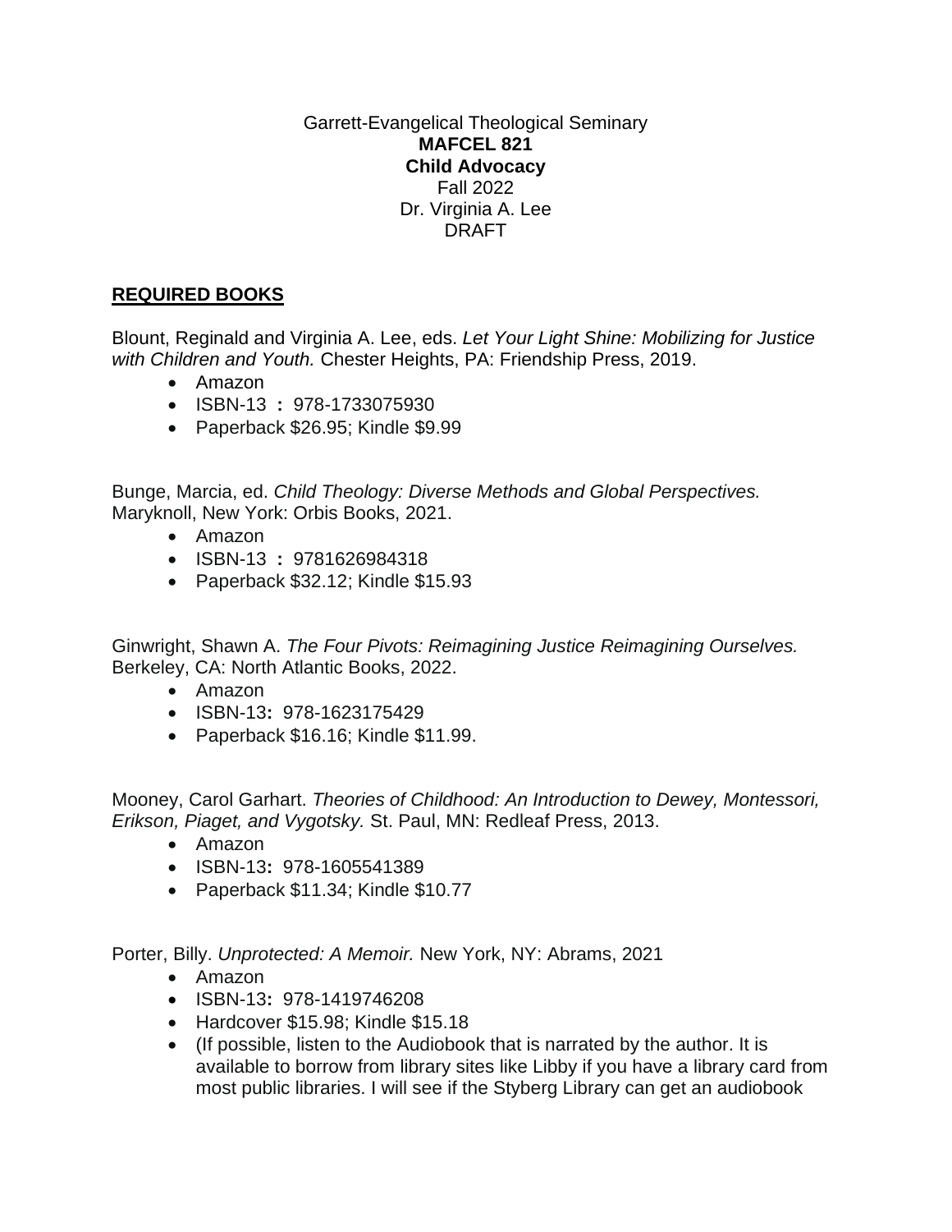Garrett-Evangelical Theological Seminary
**MAFCEL 821**
**Child Advocacy**
Fall 2022
Dr. Virginia A. Lee
DRAFT

## REQUIRED BOOKS

Blount, Reginald and Virginia A. Lee, eds. *Let Your Light Shine: Mobilizing for Justice with Children and Youth.* Chester Heights, PA: Friendship Press, 2019.

- Amazon
- ISBN-13 **:** 978-1733075930
- Paperback $26.95; Kindle $9.99

Bunge, Marcia, ed. *Child Theology: Diverse Methods and Global Perspectives.* Maryknoll, New York: Orbis Books, 2021.

- Amazon
- ISBN-13 **:** 9781626984318
- Paperback $32.12; Kindle $15.93

Ginwright, Shawn A. *The Four Pivots: Reimagining Justice Reimagining Ourselves.* Berkeley, CA: North Atlantic Books, 2022.

- Amazon
- ISBN-13**:** 978-1623175429
- Paperback $16.16; Kindle $11.99.

Mooney, Carol Garhart. *Theories of Childhood: An Introduction to Dewey, Montessori, Erikson, Piaget, and Vygotsky.* St. Paul, MN: Redleaf Press, 2013.

- Amazon
- ISBN-13**:** 978-1605541389
- Paperback $11.34; Kindle $10.77

Porter, Billy. *Unprotected: A Memoir.* New York, NY: Abrams, 2021

- Amazon
- ISBN-13**:** 978-1419746208
- Hardcover $15.98; Kindle $15.18
- (If possible, listen to the Audiobook that is narrated by the author. It is available to borrow from library sites like Libby if you have a library card from most public libraries. I will see if the Styberg Library can get an audiobook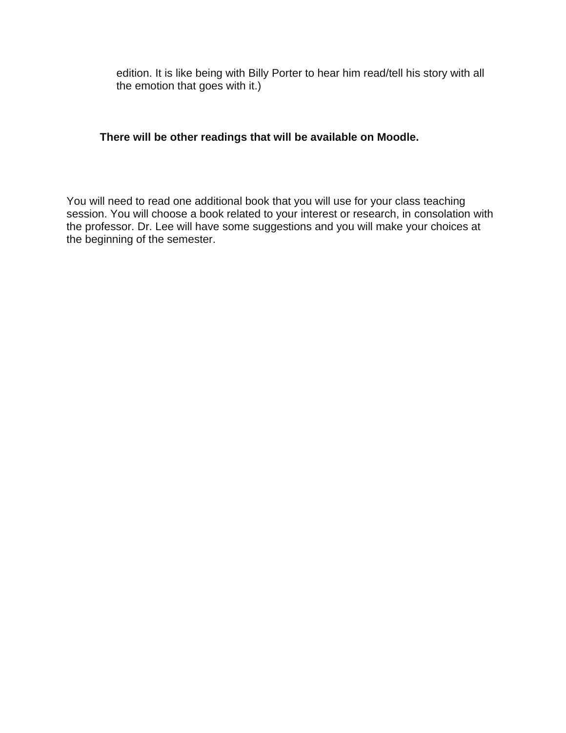edition. It is like being with Billy Porter to hear him read/tell his story with all the emotion that goes with it.)

**There will be other readings that will be available on Moodle.**

You will need to read one additional book that you will use for your class teaching session. You will choose a book related to your interest or research, in consolation with the professor. Dr. Lee will have some suggestions and you will make your choices at the beginning of the semester.